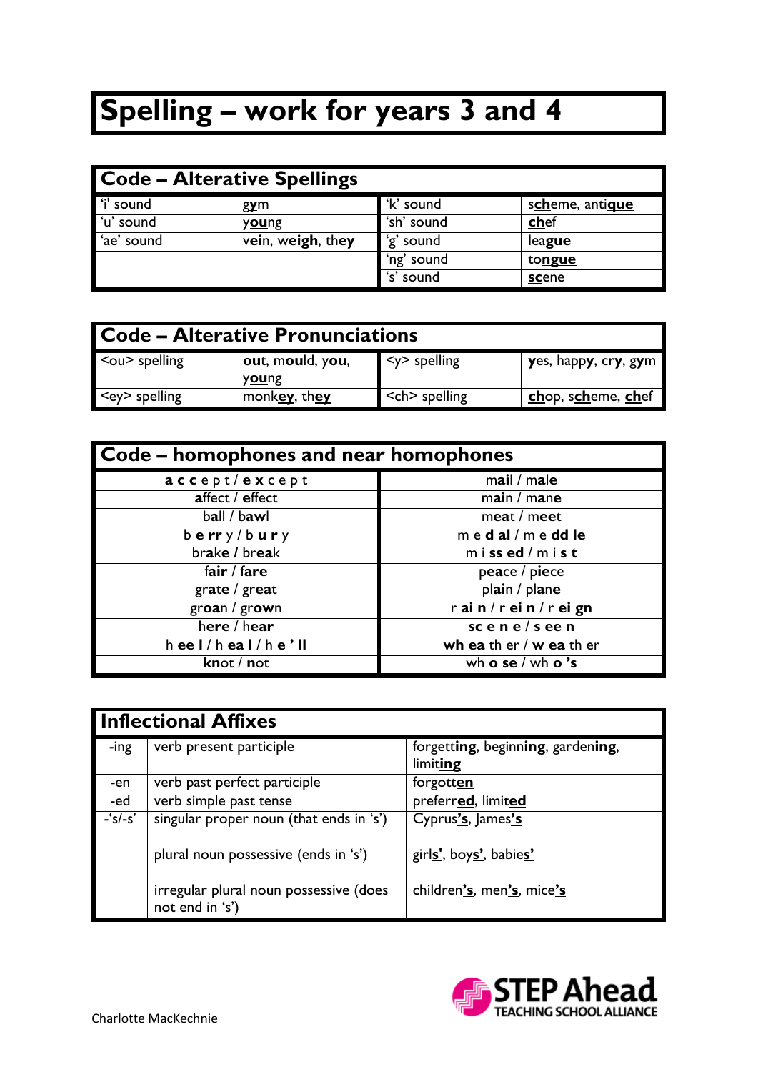# Spelling – work for years 3 and 4

| Code – Alterative Spellings | | | |
|---|---|---|---|
| 'i' sound | g**y**m | 'k' sound | s**ch**eme, anti**que** |
| 'u' sound | y**ou**ng | 'sh' sound | **ch**ef |
| 'ae' sound | v**ei**n, w**eigh**, th**ey** | 'g' sound | lea**gue** |
| | | 'ng' sound | to**ngue** |
| | | 's' sound | **sc**ene |

| Code – Alterative Pronunciations | | | |
|---|---|---|---|
| <ou> spelling | **ou**t, m**ou**ld, y**ou**, y**ou**ng | <y> spelling | **y**es, happ**y**, cr**y**, g**y**m |
| <ey> spelling | monk**ey**, th**ey** | <ch> spelling | **ch**op, s**ch**eme, **ch**ef |

| Code – homophones and near homophones | |
|---|---|
| a**cc**ept / **ex**cept | mail / male |
| affect / effect | main / mane |
| ball / bawl | meat / meet |
| b**err**y / b**ur**y | me**dal** / me**ddle** |
| brake / break | mi**ssed** / mi**st** |
| fair / fare | peace / piece |
| grate / great | plain / plane |
| groan / grown | r**ai**n / r**ei**n / r**ei**gn |
| here / hear | **sc**ene / s**ee**n |
| h**ee**l / h**ea**l / h**e'll** | **wh ea** th er / **w ea** th er |
| knot / not | wh**ose** / wh**o's** |

| Inflectional Affixes | | |
|---|---|---|
| -ing | verb present participle | forget**ting**, begin**ning**, garden**ing**, limit**ing** |
| -en | verb past perfect participle | forgott**en** |
| -ed | verb simple past tense | preferr**ed**, limit**ed** |
| -'s/-s' | singular proper noun (that ends in 's')<br><br>plural noun possessive (ends in 's')<br><br>irregular plural noun possessive (does not end in 's') | Cyprus**'s**, James**'s**<br><br>girl**s'**, boy**s'**, babie**s'**<br><br>children**'s**, men**'s**, mice**'s** |

Charlotte MacKechnie

STEP Ahead TEACHING SCHOOL ALLIANCE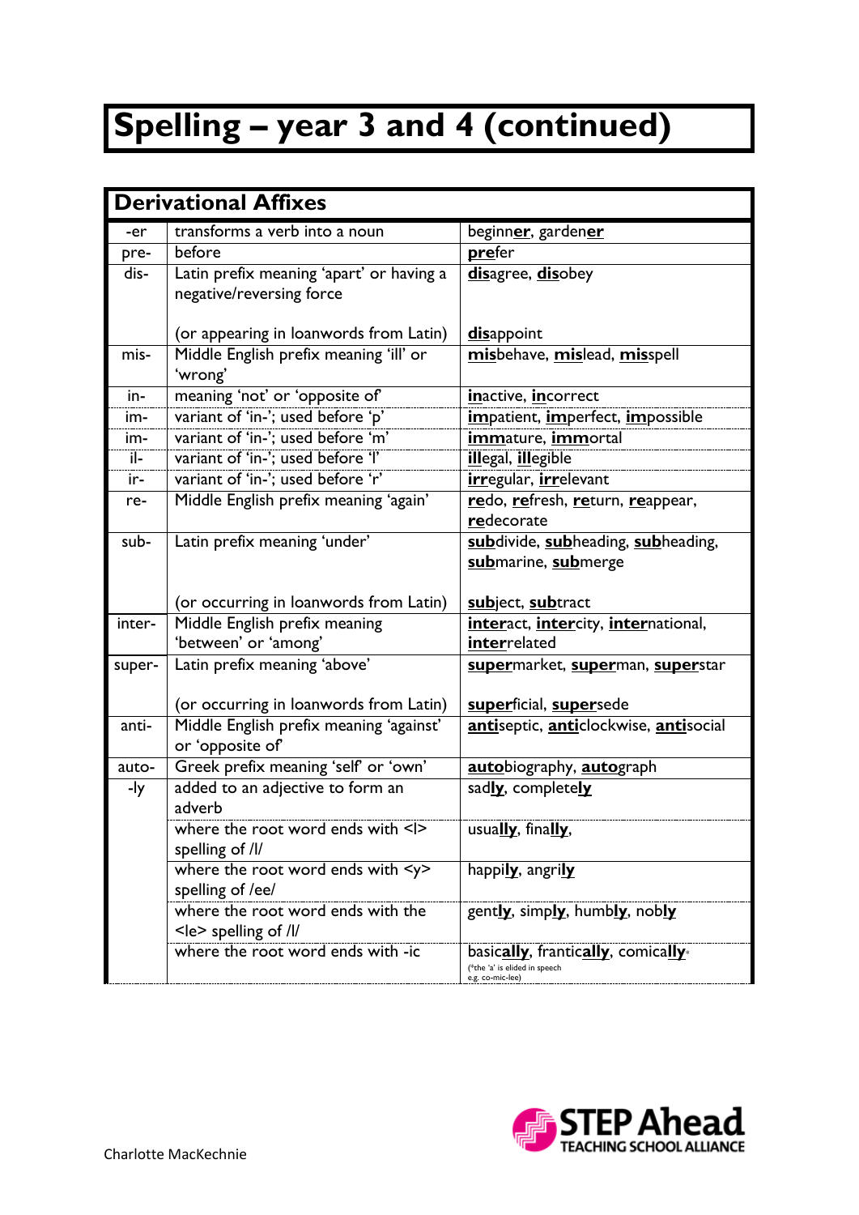# Spelling – year 3 and 4 (continued)

## Derivational Affixes

| | | |
|---|---|---|
| -er | transforms a verb into a noun | beginn**er**, garden**er** |
| pre- | before | **pre**fer |
| dis- | Latin prefix meaning 'apart' or having a negative/reversing force<br><br>(or appearing in loanwords from Latin) | **dis**agree, **dis**obey<br><br>**dis**appoint |
| mis- | Middle English prefix meaning 'ill' or 'wrong' | **mis**behave, **mis**lead, **mis**spell |
| in- | meaning 'not' or 'opposite of' | **in**active, **in**correct |
| im- | variant of 'in-'; used before 'p' | **im**patient, **im**perfect, **im**possible |
| im- | variant of 'in-'; used before 'm' | **imm**ature, **imm**ortal |
| il- | variant of 'in-'; used before 'l' | **il**legal, **il**legible |
| ir- | variant of 'in-'; used before 'r' | **ir**regular, **ir**relevant |
| re- | Middle English prefix meaning 'again' | **re**do, **re**fresh, **re**turn, **re**appear, **re**decorate |
| sub- | Latin prefix meaning 'under'<br><br>(or occurring in loanwords from Latin) | **sub**divide, **sub**heading, **sub**heading, **sub**marine, **sub**merge<br><br>**sub**ject, **sub**tract |
| inter- | Middle English prefix meaning 'between' or 'among' | **inter**act, **inter**city, **inter**national, **inter**related |
| super- | Latin prefix meaning 'above'<br><br>(or occurring in loanwords from Latin) | **super**market, **super**man, **super**star<br><br>**super**ficial, **super**sede |
| anti- | Middle English prefix meaning 'against' or 'opposite of' | **anti**septic, **anti**clockwise, **anti**social |
| auto- | Greek prefix meaning 'self' or 'own' | **auto**biography, **auto**graph |
| -ly | added to an adjective to form an adverb | sad**ly**, complete**ly** |
| | where the root word ends with <l> spelling of /l/ | usual**ly**, final**ly**, |
| | where the root word ends with <y> spelling of /ee/ | happi**ly**, angri**ly** |
| | where the root word ends with the <le> spelling of /l/ | gent**ly**, simp**ly**, humb**ly**, nob**ly** |
| | where the root word ends with -ic | basic**ally**, frantic**ally**, comic**ally*** (*the 'a' is elided in speech e.g. co-mic-lee) |

Charlotte MacKechnie

STEP Ahead TEACHING SCHOOL ALLIANCE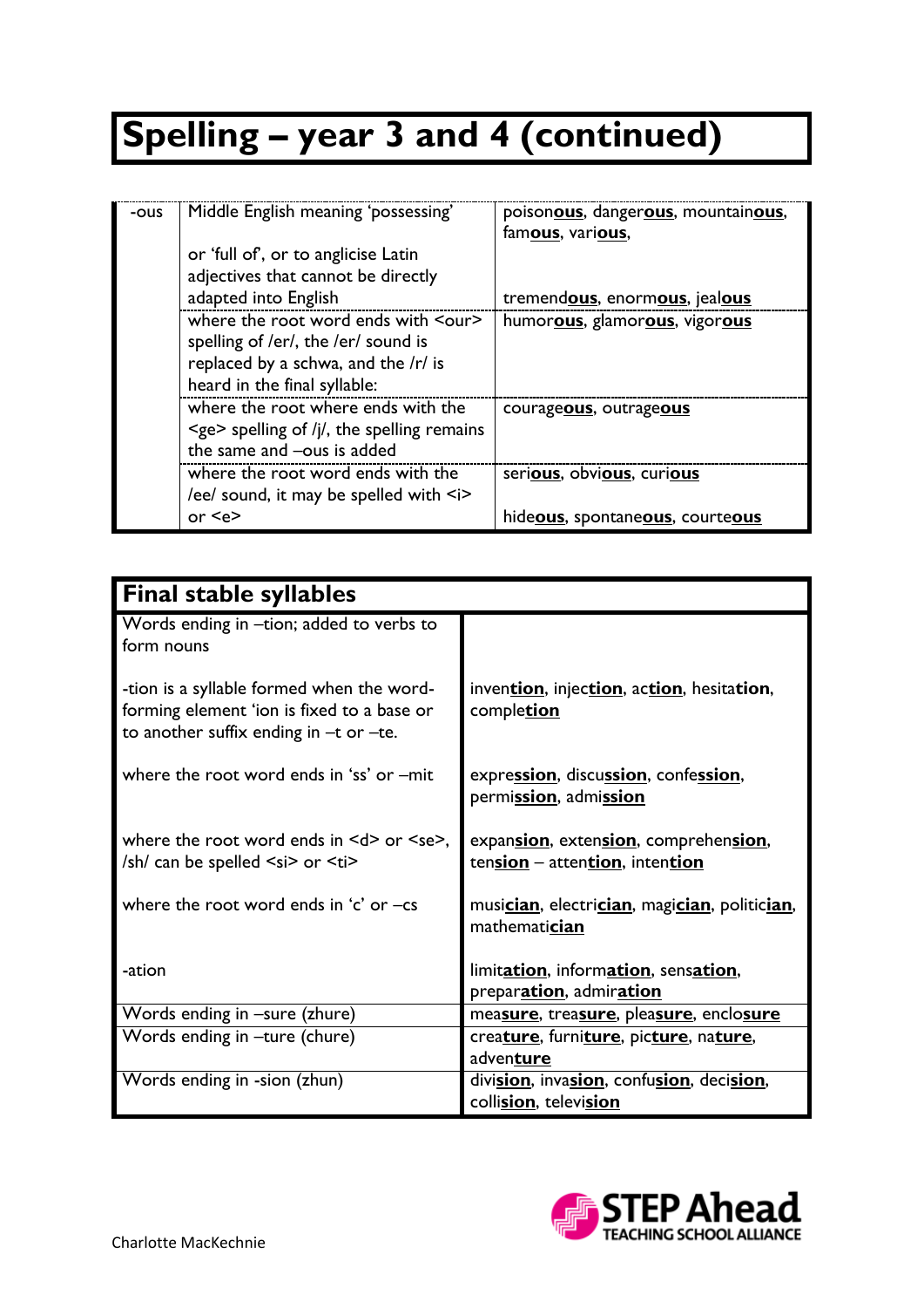# Spelling – year 3 and 4 (continued)

| | | |
|---|---|---|
| -ous | Middle English meaning 'possessing'<br><br>or 'full of', or to anglicise Latin adjectives that cannot be directly adapted into English | poison**ous**, danger**ous**, mountain**ous**, fam**ous**, vari**ous**,<br><br>tremend**ous**, enorm**ous**, jeal**ous** |
| | where the root word ends with <our> spelling of /er/, the /er/ sound is replaced by a schwa, and the /r/ is heard in the final syllable: | humor**ous**, glamor**ous**, vigor**ous** |
| | where the root where ends with the <ge> spelling of /j/, the spelling remains the same and –ous is added | courage**ous**, outrage**ous** |
| | where the root word ends with the /ee/ sound, it may be spelled with <i> or <e> | seri**ous**, obvi**ous**, curi**ous**<br><br>hide**ous**, spontane**ous**, courte**ous** |

| Final stable syllables | |
|---|---|
| Words ending in –tion; added to verbs to form nouns<br><br>-tion is a syllable formed when the word-forming element 'ion is fixed to a base or to another suffix ending in –t or –te. | inven**tion**, injec**tion**, ac**tion**, hesita**tion**, comple**tion** |
| where the root word ends in 'ss' or –mit | expre**ssion**, discu**ssion**, confe**ssion**, permi**ssion**, admi**ssion** |
| where the root word ends in <d> or <se>, /sh/ can be spelled <si> or <ti> | expan**sion**, exten**sion**, comprehen**sion**, ten**sion** – atten**tion**, inten**tion** |
| where the root word ends in 'c' or –cs | musi**cian**, electri**cian**, magi**cian**, politi**cian**, mathemati**cian** |
| -ation | limit**ation**, inform**ation**, sens**ation**, prepar**ation**, admir**ation** |
| Words ending in –sure (zhure) | mea**sure**, trea**sure**, plea**sure**, enclo**sure** |
| Words ending in –ture (chure) | crea**ture**, furni**ture**, pic**ture**, na**ture**, adven**ture** |
| Words ending in -sion (zhun) | divi**sion**, inva**sion**, confu**sion**, deci**sion**, colli**sion**, televi**sion** |

Charlotte MacKechnie

STEP Ahead TEACHING SCHOOL ALLIANCE